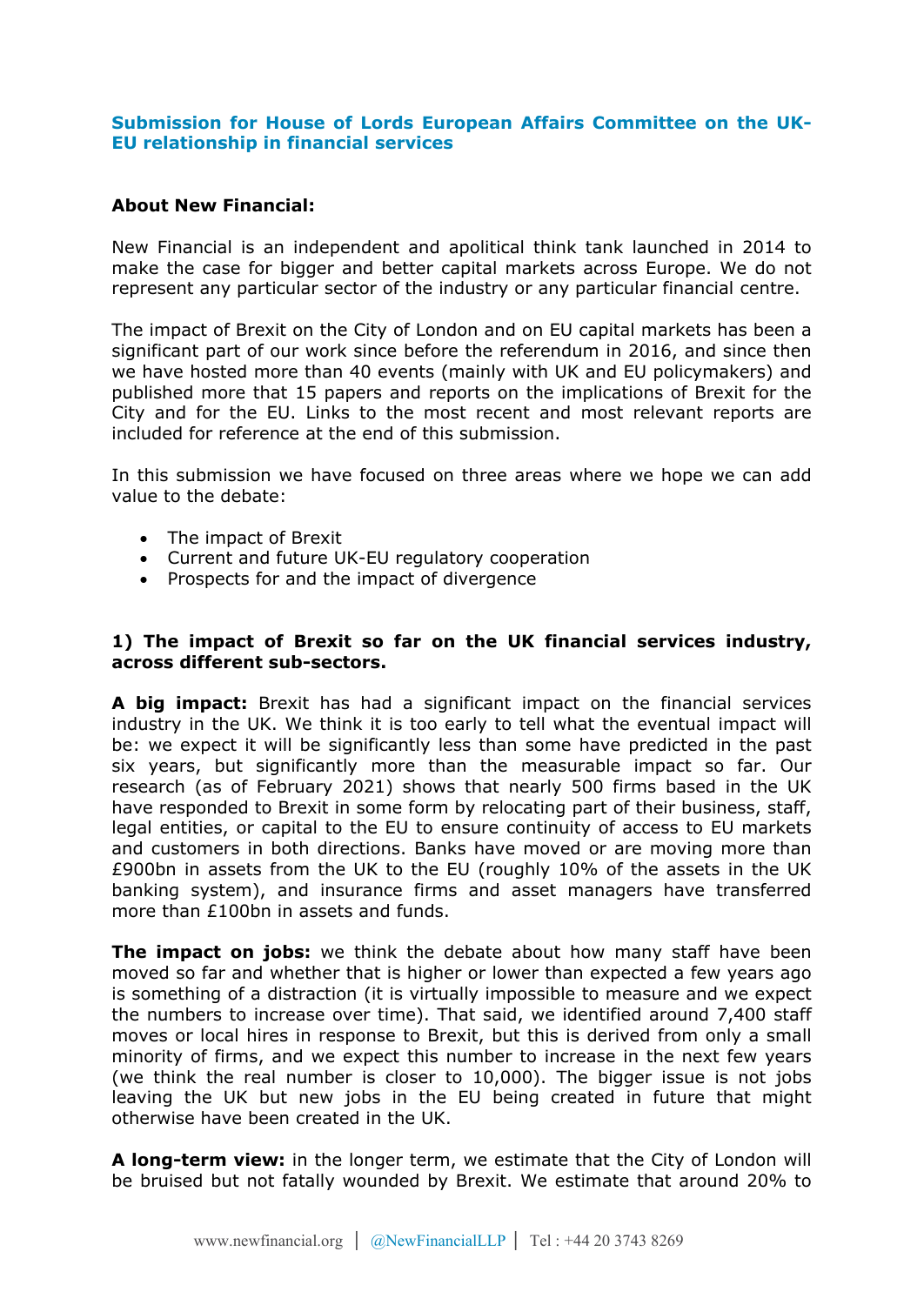## Submission for House of Lords European Affairs Committee on the UK-EU relationship in financial services

**About New Financial:**

New Financial is an independent and apolitical think tank launched in 2014 to make the case for bigger and better capital markets across Europe. We do not represent any particular sector of the industry or any particular financial centre.

The impact of Brexit on the City of London and on EU capital markets has been a significant part of our work since before the referendum in 2016, and since then we have hosted more than 40 events (mainly with UK and EU policymakers) and published more that 15 papers and reports on the implications of Brexit for the City and for the EU. Links to the most recent and most relevant reports are included for reference at the end of this submission.

In this submission we have focused on three areas where we hope we can add value to the debate:

- The impact of Brexit
- Current and future UK-EU regulatory cooperation
- Prospects for and the impact of divergence

### 1) The impact of Brexit so far on the UK financial services industry, across different sub-sectors.

**A big impact:** Brexit has had a significant impact on the financial services industry in the UK. We think it is too early to tell what the eventual impact will be: we expect it will be significantly less than some have predicted in the past six years, but significantly more than the measurable impact so far. Our research (as of February 2021) shows that nearly 500 firms based in the UK have responded to Brexit in some form by relocating part of their business, staff, legal entities, or capital to the EU to ensure continuity of access to EU markets and customers in both directions. Banks have moved or are moving more than £900bn in assets from the UK to the EU (roughly 10% of the assets in the UK banking system), and insurance firms and asset managers have transferred more than £100bn in assets and funds.

**The impact on jobs:** we think the debate about how many staff have been moved so far and whether that is higher or lower than expected a few years ago is something of a distraction (it is virtually impossible to measure and we expect the numbers to increase over time). That said, we identified around 7,400 staff moves or local hires in response to Brexit, but this is derived from only a small minority of firms, and we expect this number to increase in the next few years (we think the real number is closer to 10,000). The bigger issue is not jobs leaving the UK but new jobs in the EU being created in future that might otherwise have been created in the UK.

**A long-term view:** in the longer term, we estimate that the City of London will be bruised but not fatally wounded by Brexit. We estimate that around 20% to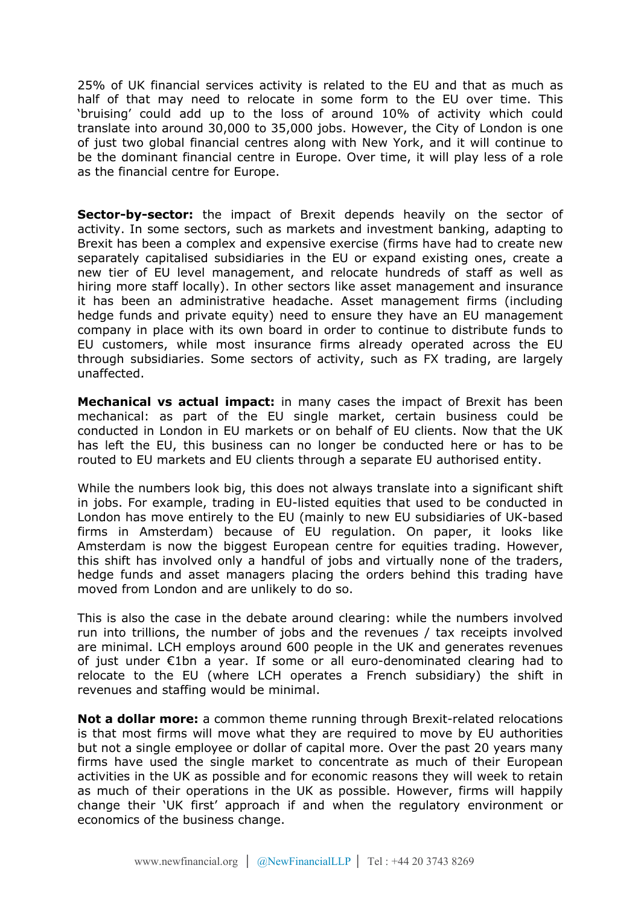25% of UK financial services activity is related to the EU and that as much as half of that may need to relocate in some form to the EU over time. This 'bruising' could add up to the loss of around 10% of activity which could translate into around 30,000 to 35,000 jobs. However, the City of London is one of just two global financial centres along with New York, and it will continue to be the dominant financial centre in Europe. Over time, it will play less of a role as the financial centre for Europe.

**Sector-by-sector:** the impact of Brexit depends heavily on the sector of activity. In some sectors, such as markets and investment banking, adapting to Brexit has been a complex and expensive exercise (firms have had to create new separately capitalised subsidiaries in the EU or expand existing ones, create a new tier of EU level management, and relocate hundreds of staff as well as hiring more staff locally). In other sectors like asset management and insurance it has been an administrative headache. Asset management firms (including hedge funds and private equity) need to ensure they have an EU management company in place with its own board in order to continue to distribute funds to EU customers, while most insurance firms already operated across the EU through subsidiaries. Some sectors of activity, such as FX trading, are largely unaffected.

**Mechanical vs actual impact:** in many cases the impact of Brexit has been mechanical: as part of the EU single market, certain business could be conducted in London in EU markets or on behalf of EU clients. Now that the UK has left the EU, this business can no longer be conducted here or has to be routed to EU markets and EU clients through a separate EU authorised entity.

While the numbers look big, this does not always translate into a significant shift in jobs. For example, trading in EU-listed equities that used to be conducted in London has move entirely to the EU (mainly to new EU subsidiaries of UK-based firms in Amsterdam) because of EU regulation. On paper, it looks like Amsterdam is now the biggest European centre for equities trading. However, this shift has involved only a handful of jobs and virtually none of the traders, hedge funds and asset managers placing the orders behind this trading have moved from London and are unlikely to do so.

This is also the case in the debate around clearing: while the numbers involved run into trillions, the number of jobs and the revenues / tax receipts involved are minimal. LCH employs around 600 people in the UK and generates revenues of just under €1bn a year. If some or all euro-denominated clearing had to relocate to the EU (where LCH operates a French subsidiary) the shift in revenues and staffing would be minimal.

**Not a dollar more:** a common theme running through Brexit-related relocations is that most firms will move what they are required to move by EU authorities but not a single employee or dollar of capital more. Over the past 20 years many firms have used the single market to concentrate as much of their European activities in the UK as possible and for economic reasons they will week to retain as much of their operations in the UK as possible. However, firms will happily change their 'UK first' approach if and when the regulatory environment or economics of the business change.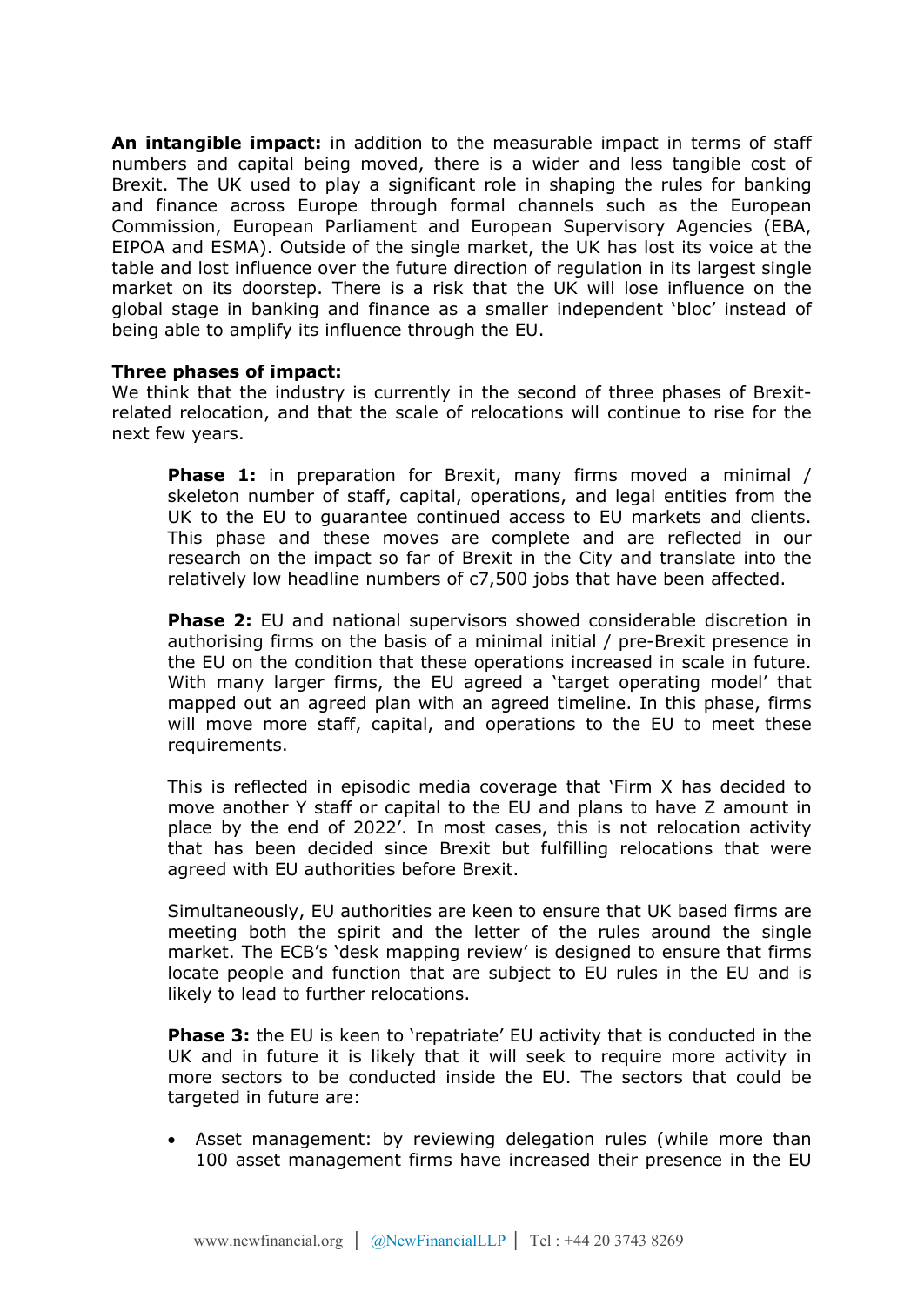**An intangible impact:** in addition to the measurable impact in terms of staff numbers and capital being moved, there is a wider and less tangible cost of Brexit. The UK used to play a significant role in shaping the rules for banking and finance across Europe through formal channels such as the European Commission, European Parliament and European Supervisory Agencies (EBA, EIPOA and ESMA). Outside of the single market, the UK has lost its voice at the table and lost influence over the future direction of regulation in its largest single market on its doorstep. There is a risk that the UK will lose influence on the global stage in banking and finance as a smaller independent 'bloc' instead of being able to amplify its influence through the EU.

**Three phases of impact:**

We think that the industry is currently in the second of three phases of Brexit-related relocation, and that the scale of relocations will continue to rise for the next few years.

> **Phase 1:** in preparation for Brexit, many firms moved a minimal / skeleton number of staff, capital, operations, and legal entities from the UK to the EU to guarantee continued access to EU markets and clients. This phase and these moves are complete and are reflected in our research on the impact so far of Brexit in the City and translate into the relatively low headline numbers of c7,500 jobs that have been affected.
>
> **Phase 2:** EU and national supervisors showed considerable discretion in authorising firms on the basis of a minimal initial / pre-Brexit presence in the EU on the condition that these operations increased in scale in future. With many larger firms, the EU agreed a 'target operating model' that mapped out an agreed plan with an agreed timeline. In this phase, firms will move more staff, capital, and operations to the EU to meet these requirements.
>
> This is reflected in episodic media coverage that 'Firm X has decided to move another Y staff or capital to the EU and plans to have Z amount in place by the end of 2022'. In most cases, this is not relocation activity that has been decided since Brexit but fulfilling relocations that were agreed with EU authorities before Brexit.
>
> Simultaneously, EU authorities are keen to ensure that UK based firms are meeting both the spirit and the letter of the rules around the single market. The ECB's 'desk mapping review' is designed to ensure that firms locate people and function that are subject to EU rules in the EU and is likely to lead to further relocations.
>
> **Phase 3:** the EU is keen to 'repatriate' EU activity that is conducted in the UK and in future it is likely that it will seek to require more activity in more sectors to be conducted inside the EU. The sectors that could be targeted in future are:

- Asset management: by reviewing delegation rules (while more than 100 asset management firms have increased their presence in the EU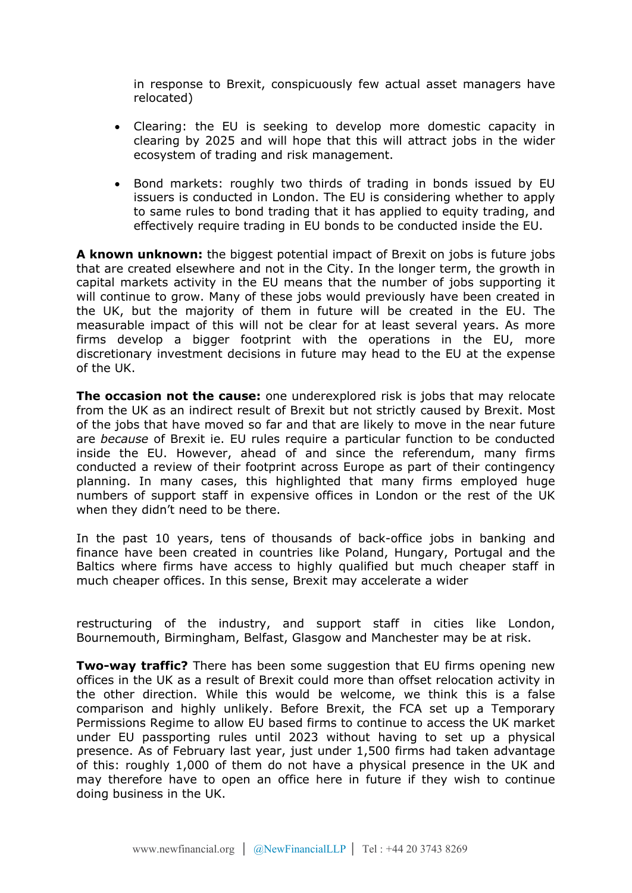in response to Brexit, conspicuously few actual asset managers have relocated)

- Clearing: the EU is seeking to develop more domestic capacity in clearing by 2025 and will hope that this will attract jobs in the wider ecosystem of trading and risk management.

- Bond markets: roughly two thirds of trading in bonds issued by EU issuers is conducted in London. The EU is considering whether to apply to same rules to bond trading that it has applied to equity trading, and effectively require trading in EU bonds to be conducted inside the EU.

**A known unknown:** the biggest potential impact of Brexit on jobs is future jobs that are created elsewhere and not in the City. In the longer term, the growth in capital markets activity in the EU means that the number of jobs supporting it will continue to grow. Many of these jobs would previously have been created in the UK, but the majority of them in future will be created in the EU. The measurable impact of this will not be clear for at least several years. As more firms develop a bigger footprint with the operations in the EU, more discretionary investment decisions in future may head to the EU at the expense of the UK.

**The occasion not the cause:** one underexplored risk is jobs that may relocate from the UK as an indirect result of Brexit but not strictly caused by Brexit. Most of the jobs that have moved so far and that are likely to move in the near future are *because* of Brexit ie. EU rules require a particular function to be conducted inside the EU. However, ahead of and since the referendum, many firms conducted a review of their footprint across Europe as part of their contingency planning. In many cases, this highlighted that many firms employed huge numbers of support staff in expensive offices in London or the rest of the UK when they didn't need to be there.

In the past 10 years, tens of thousands of back-office jobs in banking and finance have been created in countries like Poland, Hungary, Portugal and the Baltics where firms have access to highly qualified but much cheaper staff in much cheaper offices. In this sense, Brexit may accelerate a wider restructuring of the industry, and support staff in cities like London, Bournemouth, Birmingham, Belfast, Glasgow and Manchester may be at risk.

**Two-way traffic?** There has been some suggestion that EU firms opening new offices in the UK as a result of Brexit could more than offset relocation activity in the other direction. While this would be welcome, we think this is a false comparison and highly unlikely. Before Brexit, the FCA set up a Temporary Permissions Regime to allow EU based firms to continue to access the UK market under EU passporting rules until 2023 without having to set up a physical presence. As of February last year, just under 1,500 firms had taken advantage of this: roughly 1,000 of them do not have a physical presence in the UK and may therefore have to open an office here in future if they wish to continue doing business in the UK.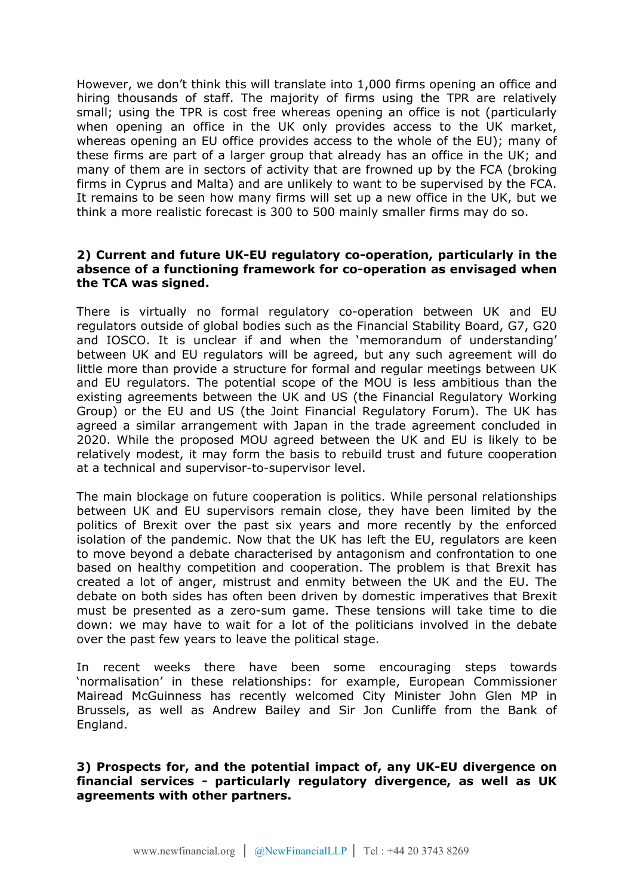However, we don't think this will translate into 1,000 firms opening an office and hiring thousands of staff. The majority of firms using the TPR are relatively small; using the TPR is cost free whereas opening an office is not (particularly when opening an office in the UK only provides access to the UK market, whereas opening an EU office provides access to the whole of the EU); many of these firms are part of a larger group that already has an office in the UK; and many of them are in sectors of activity that are frowned up by the FCA (broking firms in Cyprus and Malta) and are unlikely to want to be supervised by the FCA. It remains to be seen how many firms will set up a new office in the UK, but we think a more realistic forecast is 300 to 500 mainly smaller firms may do so.

**2) Current and future UK-EU regulatory co-operation, particularly in the absence of a functioning framework for co-operation as envisaged when the TCA was signed.**

There is virtually no formal regulatory co-operation between UK and EU regulators outside of global bodies such as the Financial Stability Board, G7, G20 and IOSCO. It is unclear if and when the 'memorandum of understanding' between UK and EU regulators will be agreed, but any such agreement will do little more than provide a structure for formal and regular meetings between UK and EU regulators. The potential scope of the MOU is less ambitious than the existing agreements between the UK and US (the Financial Regulatory Working Group) or the EU and US (the Joint Financial Regulatory Forum). The UK has agreed a similar arrangement with Japan in the trade agreement concluded in 2020. While the proposed MOU agreed between the UK and EU is likely to be relatively modest, it may form the basis to rebuild trust and future cooperation at a technical and supervisor-to-supervisor level.

The main blockage on future cooperation is politics. While personal relationships between UK and EU supervisors remain close, they have been limited by the politics of Brexit over the past six years and more recently by the enforced isolation of the pandemic. Now that the UK has left the EU, regulators are keen to move beyond a debate characterised by antagonism and confrontation to one based on healthy competition and cooperation. The problem is that Brexit has created a lot of anger, mistrust and enmity between the UK and the EU. The debate on both sides has often been driven by domestic imperatives that Brexit must be presented as a zero-sum game. These tensions will take time to die down: we may have to wait for a lot of the politicians involved in the debate over the past few years to leave the political stage.

In recent weeks there have been some encouraging steps towards 'normalisation' in these relationships: for example, European Commissioner Mairead McGuinness has recently welcomed City Minister John Glen MP in Brussels, as well as Andrew Bailey and Sir Jon Cunliffe from the Bank of England.

**3) Prospects for, and the potential impact of, any UK-EU divergence on financial services - particularly regulatory divergence, as well as UK agreements with other partners.**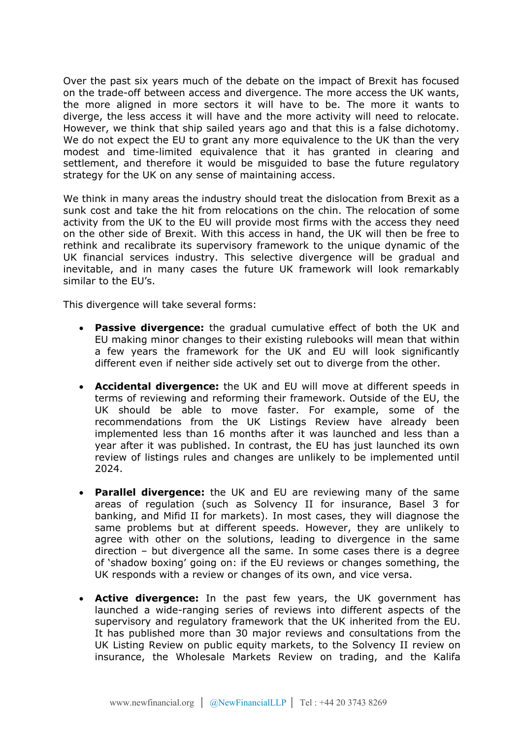Over the past six years much of the debate on the impact of Brexit has focused on the trade-off between access and divergence. The more access the UK wants, the more aligned in more sectors it will have to be. The more it wants to diverge, the less access it will have and the more activity will need to relocate. However, we think that ship sailed years ago and that this is a false dichotomy. We do not expect the EU to grant any more equivalence to the UK than the very modest and time-limited equivalence that it has granted in clearing and settlement, and therefore it would be misguided to base the future regulatory strategy for the UK on any sense of maintaining access.

We think in many areas the industry should treat the dislocation from Brexit as a sunk cost and take the hit from relocations on the chin. The relocation of some activity from the UK to the EU will provide most firms with the access they need on the other side of Brexit. With this access in hand, the UK will then be free to rethink and recalibrate its supervisory framework to the unique dynamic of the UK financial services industry. This selective divergence will be gradual and inevitable, and in many cases the future UK framework will look remarkably similar to the EU's.

This divergence will take several forms:

- **Passive divergence:** the gradual cumulative effect of both the UK and EU making minor changes to their existing rulebooks will mean that within a few years the framework for the UK and EU will look significantly different even if neither side actively set out to diverge from the other.

- **Accidental divergence:** the UK and EU will move at different speeds in terms of reviewing and reforming their framework. Outside of the EU, the UK should be able to move faster. For example, some of the recommendations from the UK Listings Review have already been implemented less than 16 months after it was launched and less than a year after it was published. In contrast, the EU has just launched its own review of listings rules and changes are unlikely to be implemented until 2024.

- **Parallel divergence:** the UK and EU are reviewing many of the same areas of regulation (such as Solvency II for insurance, Basel 3 for banking, and Mifid II for markets). In most cases, they will diagnose the same problems but at different speeds. However, they are unlikely to agree with other on the solutions, leading to divergence in the same direction – but divergence all the same. In some cases there is a degree of 'shadow boxing' going on: if the EU reviews or changes something, the UK responds with a review or changes of its own, and vice versa.

- **Active divergence:** In the past few years, the UK government has launched a wide-ranging series of reviews into different aspects of the supervisory and regulatory framework that the UK inherited from the EU. It has published more than 30 major reviews and consultations from the UK Listing Review on public equity markets, to the Solvency II review on insurance, the Wholesale Markets Review on trading, and the Kalifa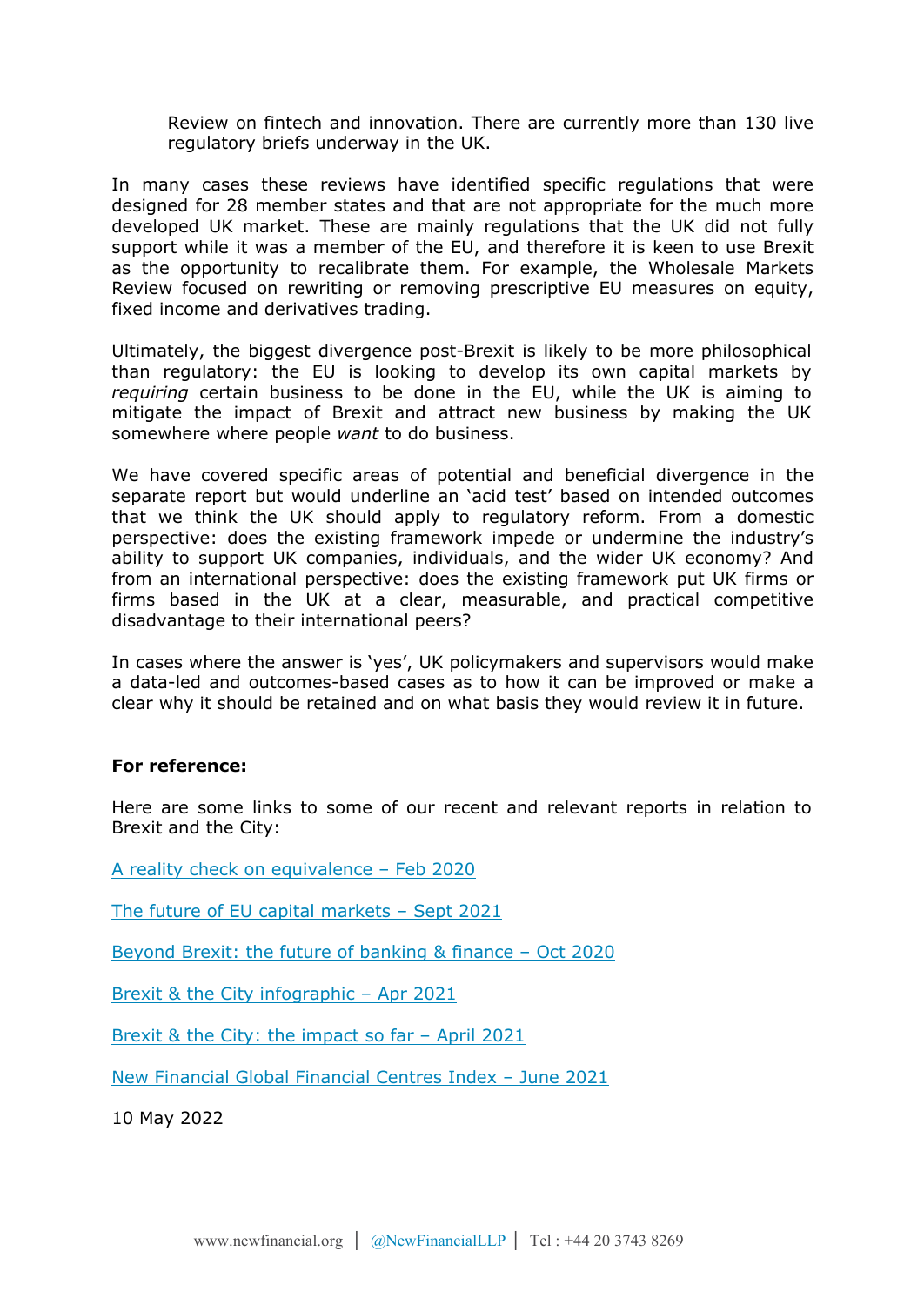Review on fintech and innovation. There are currently more than 130 live regulatory briefs underway in the UK.

In many cases these reviews have identified specific regulations that were designed for 28 member states and that are not appropriate for the much more developed UK market. These are mainly regulations that the UK did not fully support while it was a member of the EU, and therefore it is keen to use Brexit as the opportunity to recalibrate them. For example, the Wholesale Markets Review focused on rewriting or removing prescriptive EU measures on equity, fixed income and derivatives trading.

Ultimately, the biggest divergence post-Brexit is likely to be more philosophical than regulatory: the EU is looking to develop its own capital markets by *requiring* certain business to be done in the EU, while the UK is aiming to mitigate the impact of Brexit and attract new business by making the UK somewhere where people *want* to do business.

We have covered specific areas of potential and beneficial divergence in the separate report but would underline an 'acid test' based on intended outcomes that we think the UK should apply to regulatory reform. From a domestic perspective: does the existing framework impede or undermine the industry's ability to support UK companies, individuals, and the wider UK economy? And from an international perspective: does the existing framework put UK firms or firms based in the UK at a clear, measurable, and practical competitive disadvantage to their international peers?

In cases where the answer is 'yes', UK policymakers and supervisors would make a data-led and outcomes-based cases as to how it can be improved or make a clear why it should be retained and on what basis they would review it in future.

**For reference:**

Here are some links to some of our recent and relevant reports in relation to Brexit and the City:

A reality check on equivalence – Feb 2020

The future of EU capital markets – Sept 2021

Beyond Brexit: the future of banking & finance – Oct 2020

Brexit & the City infographic – Apr 2021

Brexit & the City: the impact so far – April 2021

New Financial Global Financial Centres Index – June 2021

10 May 2022